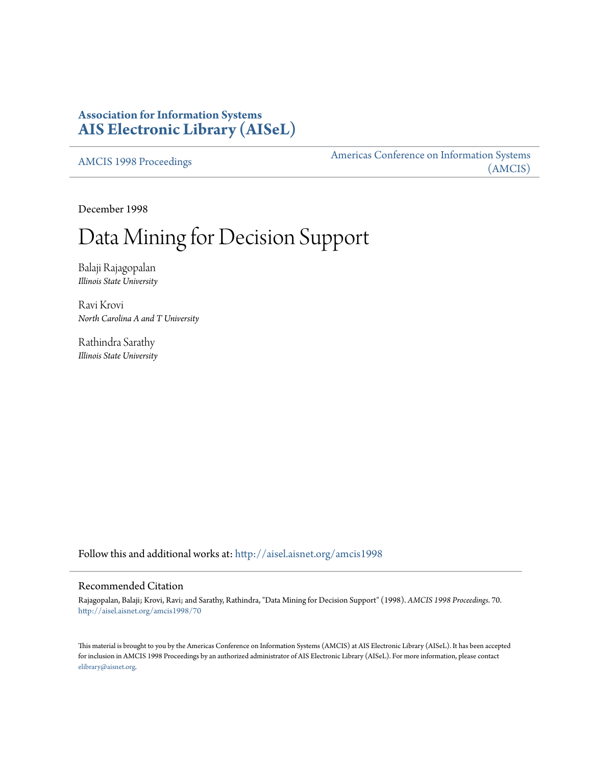**Association for Information Systems**
**AIS Electronic Library (AISeL)**

AMCIS 1998 Proceedings

Americas Conference on Information Systems (AMCIS)

December 1998

# Data Mining for Decision Support

Balaji Rajagopalan
*Illinois State University*

Ravi Krovi
*North Carolina A and T University*

Rathindra Sarathy
*Illinois State University*

Follow this and additional works at: http://aisel.aisnet.org/amcis1998

## Recommended Citation

Rajagopalan, Balaji; Krovi, Ravi; and Sarathy, Rathindra, "Data Mining for Decision Support" (1998). *AMCIS 1998 Proceedings*. 70.
http://aisel.aisnet.org/amcis1998/70

This material is brought to you by the Americas Conference on Information Systems (AMCIS) at AIS Electronic Library (AISeL). It has been accepted for inclusion in AMCIS 1998 Proceedings by an authorized administrator of AIS Electronic Library (AISeL). For more information, please contact elibrary@aisnet.org.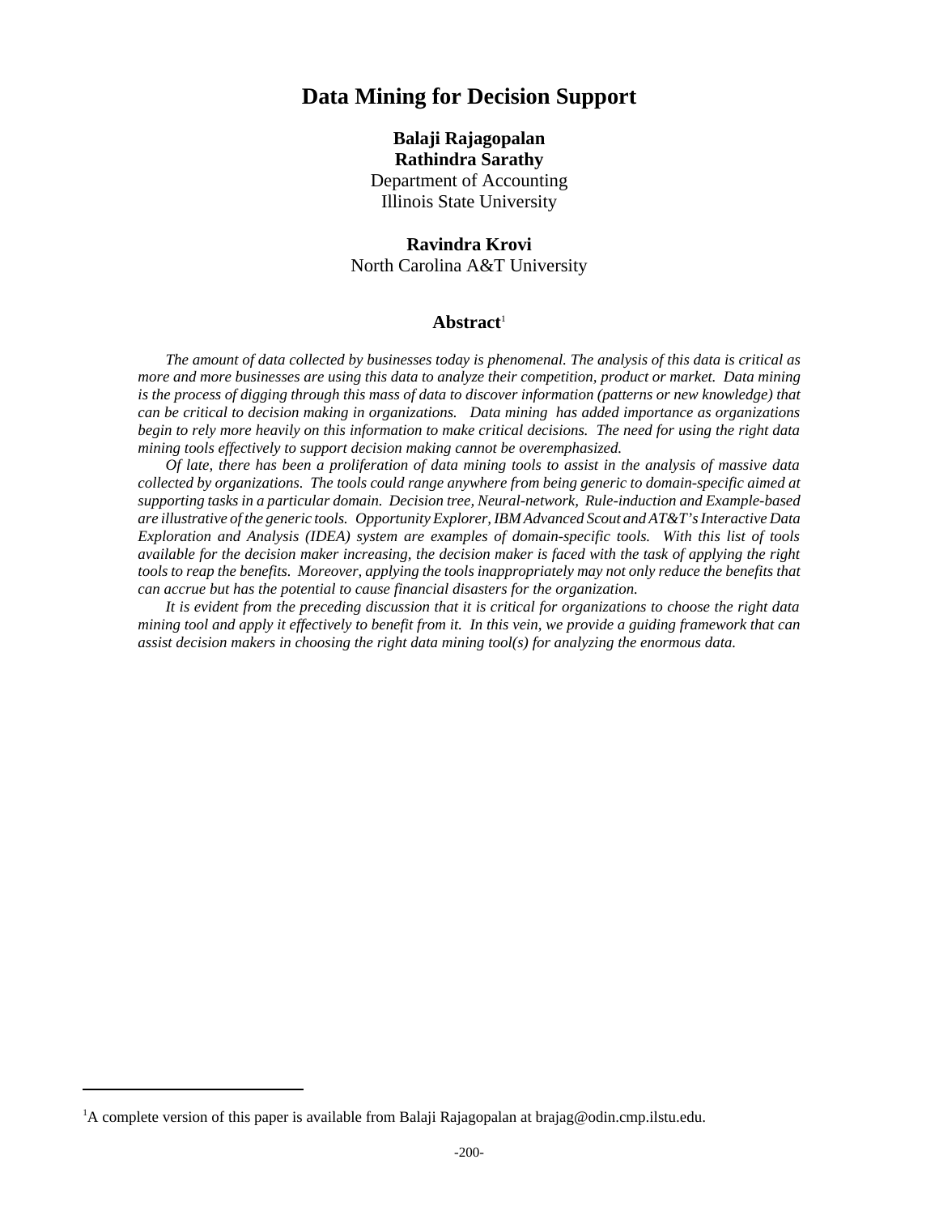# Data Mining for Decision Support

**Balaji Rajagopalan**
**Rathindra Sarathy**
Department of Accounting
Illinois State University

**Ravindra Krovi**
North Carolina A&T University

## Abstract[1]

*The amount of data collected by businesses today is phenomenal. The analysis of this data is critical as more and more businesses are using this data to analyze their competition, product or market. Data mining is the process of digging through this mass of data to discover information (patterns or new knowledge) that can be critical to decision making in organizations. Data mining has added importance as organizations begin to rely more heavily on this information to make critical decisions. The need for using the right data mining tools effectively to support decision making cannot be overemphasized.*

*Of late, there has been a proliferation of data mining tools to assist in the analysis of massive data collected by organizations. The tools could range anywhere from being generic to domain-specific aimed at supporting tasks in a particular domain. Decision tree, Neural-network, Rule-induction and Example-based are illustrative of the generic tools. Opportunity Explorer, IBM Advanced Scout and AT&T's Interactive Data Exploration and Analysis (IDEA) system are examples of domain-specific tools. With this list of tools available for the decision maker increasing, the decision maker is faced with the task of applying the right tools to reap the benefits. Moreover, applying the tools inappropriately may not only reduce the benefits that can accrue but has the potential to cause financial disasters for the organization.*

*It is evident from the preceding discussion that it is critical for organizations to choose the right data mining tool and apply it effectively to benefit from it. In this vein, we provide a guiding framework that can assist decision makers in choosing the right data mining tool(s) for analyzing the enormous data.*

---

[1] A complete version of this paper is available from Balaji Rajagopalan at brajag@odin.cmp.ilstu.edu.